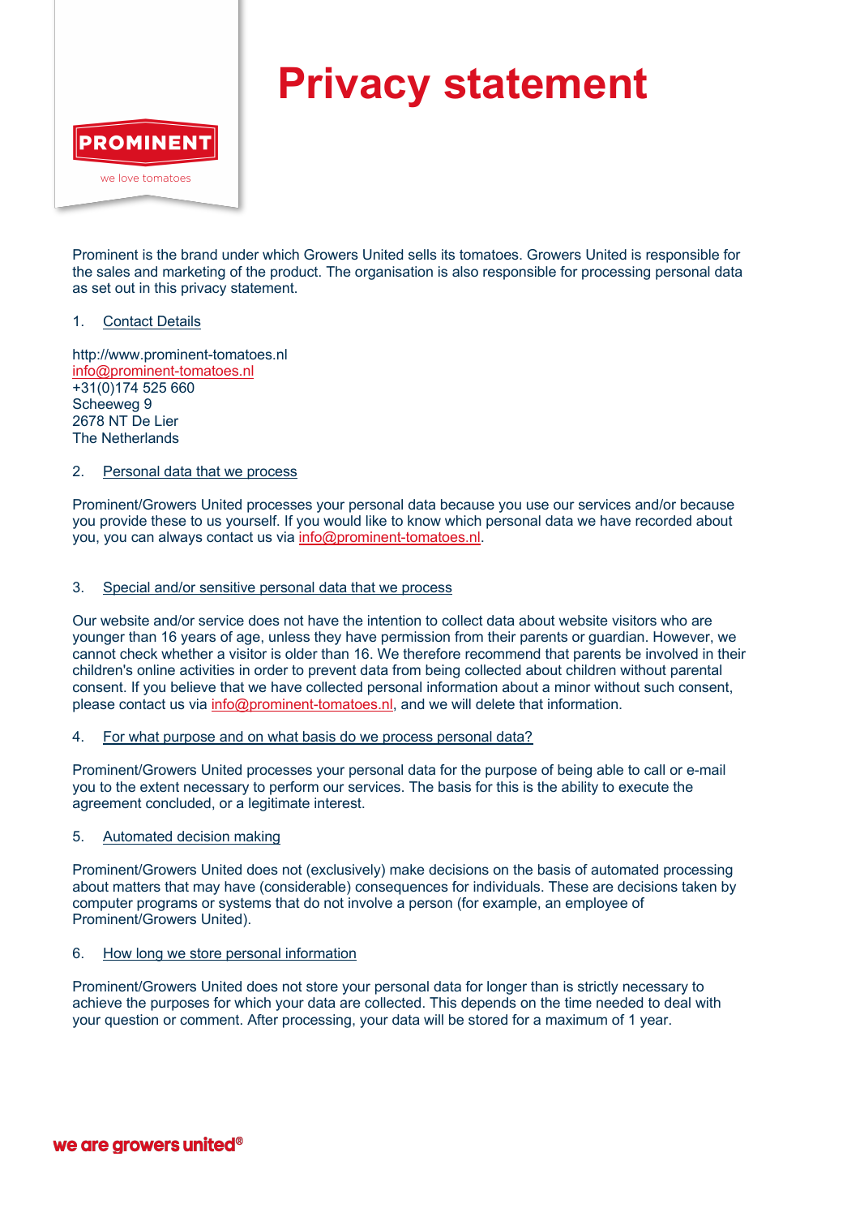# Privacy statement

PROMINENT

we love tomatoes

Prominent is the brand under which Growers United sells its tomatoes. Growers United is responsible for the sales and marketing of the product. The organisation is also responsible for processing personal data as set out in this privacy statement.

1. Contact Details

http://www.prominent-tomatoes.nl
info@prominent-tomatoes.nl
+31(0)174 525 660
Scheeweg 9
2678 NT De Lier
The Netherlands

2. Personal data that we process

Prominent/Growers United processes your personal data because you use our services and/or because you provide these to us yourself. If you would like to know which personal data we have recorded about you, you can always contact us via info@prominent-tomatoes.nl.

3. Special and/or sensitive personal data that we process

Our website and/or service does not have the intention to collect data about website visitors who are younger than 16 years of age, unless they have permission from their parents or guardian. However, we cannot check whether a visitor is older than 16. We therefore recommend that parents be involved in their children's online activities in order to prevent data from being collected about children without parental consent. If you believe that we have collected personal information about a minor without such consent, please contact us via info@prominent-tomatoes.nl, and we will delete that information.

4. For what purpose and on what basis do we process personal data?

Prominent/Growers United processes your personal data for the purpose of being able to call or e-mail you to the extent necessary to perform our services. The basis for this is the ability to execute the agreement concluded, or a legitimate interest.

5. Automated decision making

Prominent/Growers United does not (exclusively) make decisions on the basis of automated processing about matters that may have (considerable) consequences for individuals. These are decisions taken by computer programs or systems that do not involve a person (for example, an employee of Prominent/Growers United).

6. How long we store personal information

Prominent/Growers United does not store your personal data for longer than is strictly necessary to achieve the purposes for which your data are collected. This depends on the time needed to deal with your question or comment. After processing, your data will be stored for a maximum of 1 year.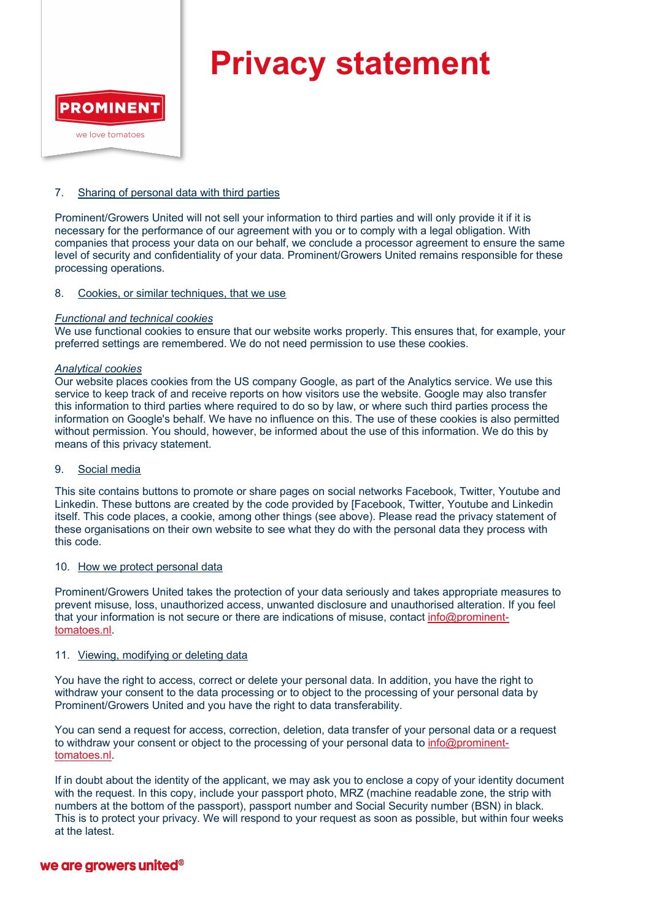7. Sharing of personal data with third parties

Prominent/Growers United will not sell your information to third parties and will only provide it if it is necessary for the performance of our agreement with you or to comply with a legal obligation. With companies that process your data on our behalf, we conclude a processor agreement to ensure the same level of security and confidentiality of your data. Prominent/Growers United remains responsible for these processing operations.

8. Cookies, or similar techniques, that we use

*Functional and technical cookies*
We use functional cookies to ensure that our website works properly. This ensures that, for example, your preferred settings are remembered. We do not need permission to use these cookies.

*Analytical cookies*
Our website places cookies from the US company Google, as part of the Analytics service. We use this service to keep track of and receive reports on how visitors use the website. Google may also transfer this information to third parties where required to do so by law, or where such third parties process the information on Google's behalf. We have no influence on this. The use of these cookies is also permitted without permission. You should, however, be informed about the use of this information. We do this by means of this privacy statement.

9. Social media

This site contains buttons to promote or share pages on social networks Facebook, Twitter, Youtube and Linkedin. These buttons are created by the code provided by [Facebook, Twitter, Youtube and Linkedin itself. This code places, a cookie, among other things (see above). Please read the privacy statement of these organisations on their own website to see what they do with the personal data they process with this code.

10. How we protect personal data

Prominent/Growers United takes the protection of your data seriously and takes appropriate measures to prevent misuse, loss, unauthorized access, unwanted disclosure and unauthorised alteration. If you feel that your information is not secure or there are indications of misuse, contact info@prominent-tomatoes.nl.

11. Viewing, modifying or deleting data

You have the right to access, correct or delete your personal data. In addition, you have the right to withdraw your consent to the data processing or to object to the processing of your personal data by Prominent/Growers United and you have the right to data transferability.

You can send a request for access, correction, deletion, data transfer of your personal data or a request to withdraw your consent or object to the processing of your personal data to info@prominent-tomatoes.nl.

If in doubt about the identity of the applicant, we may ask you to enclose a copy of your identity document with the request. In this copy, include your passport photo, MRZ (machine readable zone, the strip with numbers at the bottom of the passport), passport number and Social Security number (BSN) in black. This is to protect your privacy. We will respond to your request as soon as possible, but within four weeks at the latest.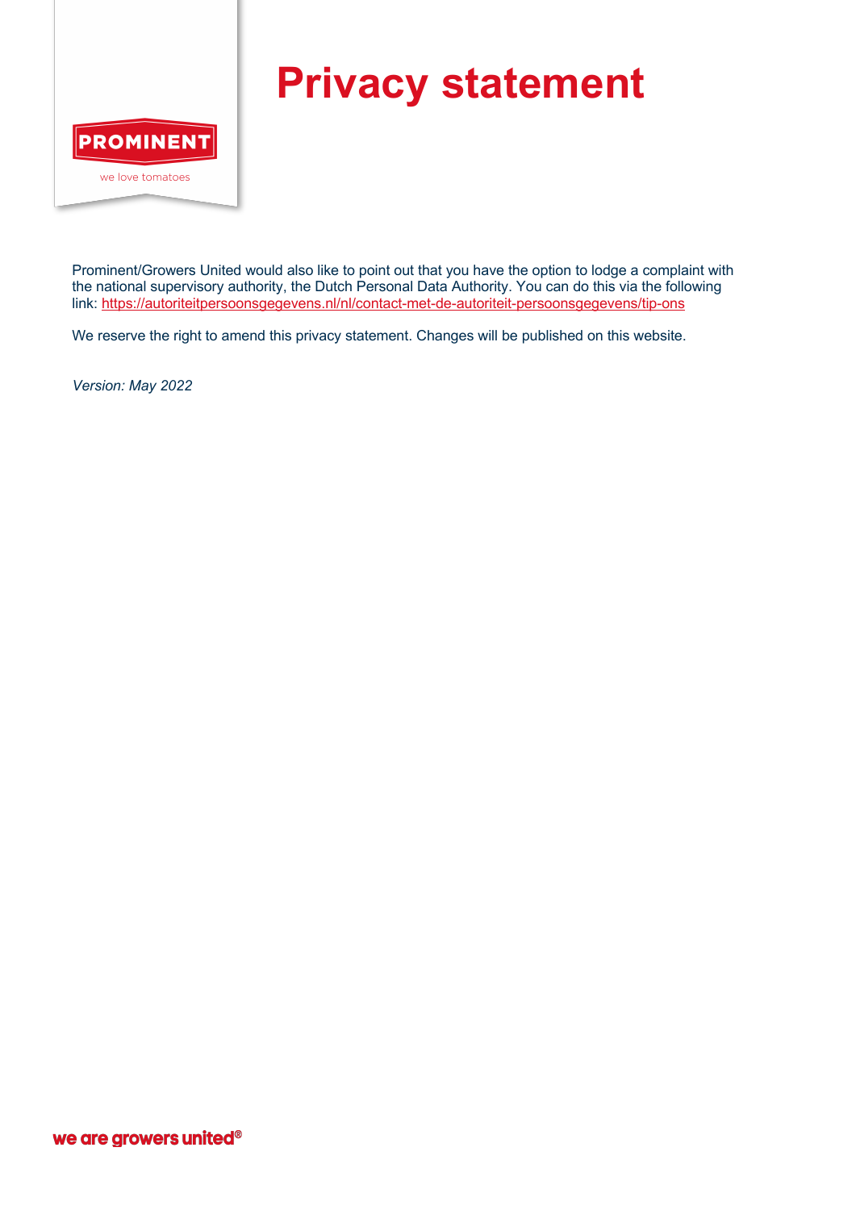# Privacy statement

Prominent/Growers United would also like to point out that you have the option to lodge a complaint with the national supervisory authority, the Dutch Personal Data Authority. You can do this via the following link: https://autoriteitpersoonsgegevens.nl/nl/contact-met-de-autoriteit-persoonsgegevens/tip-ons

We reserve the right to amend this privacy statement. Changes will be published on this website.

*Version: May 2022*